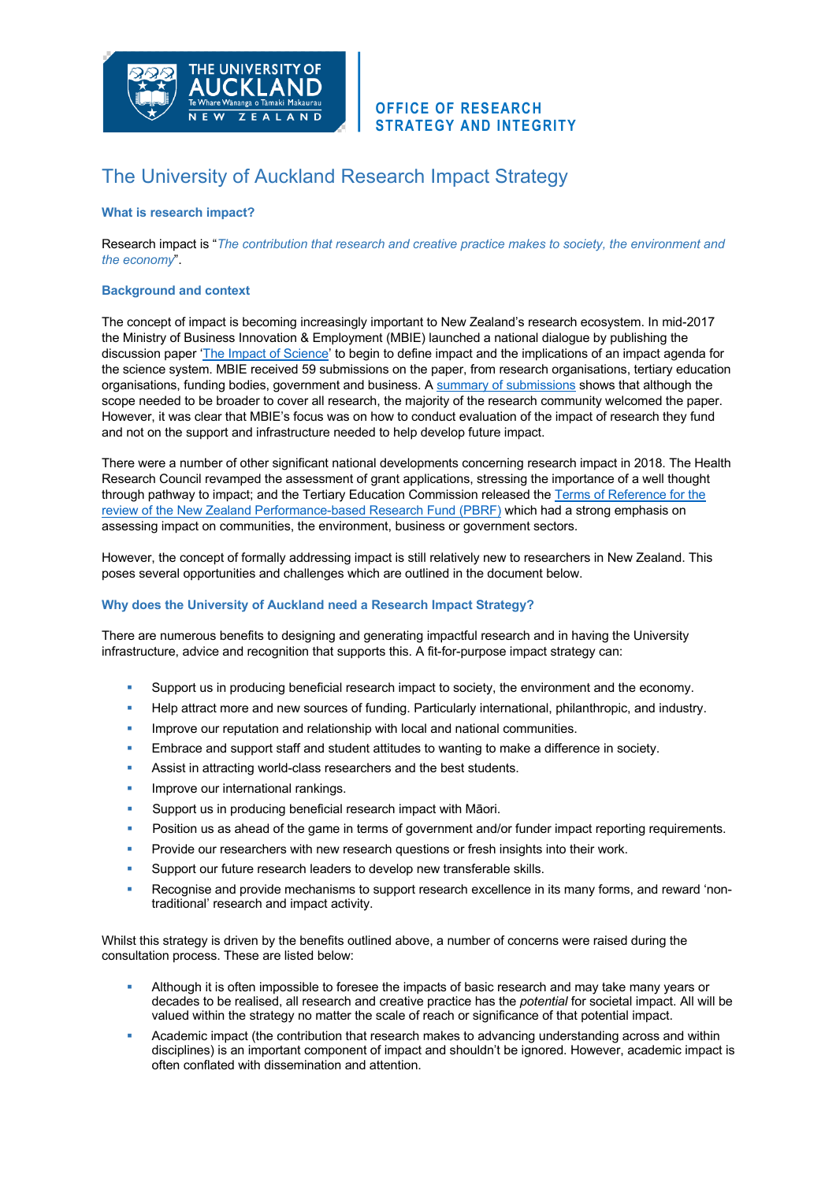THE UNIVERSITY OF AUCKLAND
Te Whare Wānanga o Tāmaki Makaurau
NEW ZEALAND

OFFICE OF RESEARCH STRATEGY AND INTEGRITY

# The University of Auckland Research Impact Strategy

### What is research impact?

Research impact is "*The contribution that research and creative practice makes to society, the environment and the economy*".

### Background and context

The concept of impact is becoming increasingly important to New Zealand's research ecosystem. In mid-2017 the Ministry of Business Innovation & Employment (MBIE) launched a national dialogue by publishing the discussion paper '[The Impact of Science]' to begin to define impact and the implications of an impact agenda for the science system. MBIE received 59 submissions on the paper, from research organisations, tertiary education organisations, funding bodies, government and business. A [summary of submissions] shows that although the scope needed to be broader to cover all research, the majority of the research community welcomed the paper. However, it was clear that MBIE's focus was on how to conduct evaluation of the impact of research they fund and not on the support and infrastructure needed to help develop future impact.

There were a number of other significant national developments concerning research impact in 2018. The Health Research Council revamped the assessment of grant applications, stressing the importance of a well thought through pathway to impact; and the Tertiary Education Commission released the [Terms of Reference for the review of the New Zealand Performance-based Research Fund (PBRF)] which had a strong emphasis on assessing impact on communities, the environment, business or government sectors.

However, the concept of formally addressing impact is still relatively new to researchers in New Zealand. This poses several opportunities and challenges which are outlined in the document below.

### Why does the University of Auckland need a Research Impact Strategy?

There are numerous benefits to designing and generating impactful research and in having the University infrastructure, advice and recognition that supports this. A fit-for-purpose impact strategy can:

- Support us in producing beneficial research impact to society, the environment and the economy.
- Help attract more and new sources of funding. Particularly international, philanthropic, and industry.
- Improve our reputation and relationship with local and national communities.
- Embrace and support staff and student attitudes to wanting to make a difference in society.
- Assist in attracting world-class researchers and the best students.
- Improve our international rankings.
- Support us in producing beneficial research impact with Māori.
- Position us as ahead of the game in terms of government and/or funder impact reporting requirements.
- Provide our researchers with new research questions or fresh insights into their work.
- Support our future research leaders to develop new transferable skills.
- Recognise and provide mechanisms to support research excellence in its many forms, and reward 'non-traditional' research and impact activity.

Whilst this strategy is driven by the benefits outlined above, a number of concerns were raised during the consultation process. These are listed below:

- Although it is often impossible to foresee the impacts of basic research and may take many years or decades to be realised, all research and creative practice has the *potential* for societal impact. All will be valued within the strategy no matter the scale of reach or significance of that potential impact.
- Academic impact (the contribution that research makes to advancing understanding across and within disciplines) is an important component of impact and shouldn't be ignored. However, academic impact is often conflated with dissemination and attention.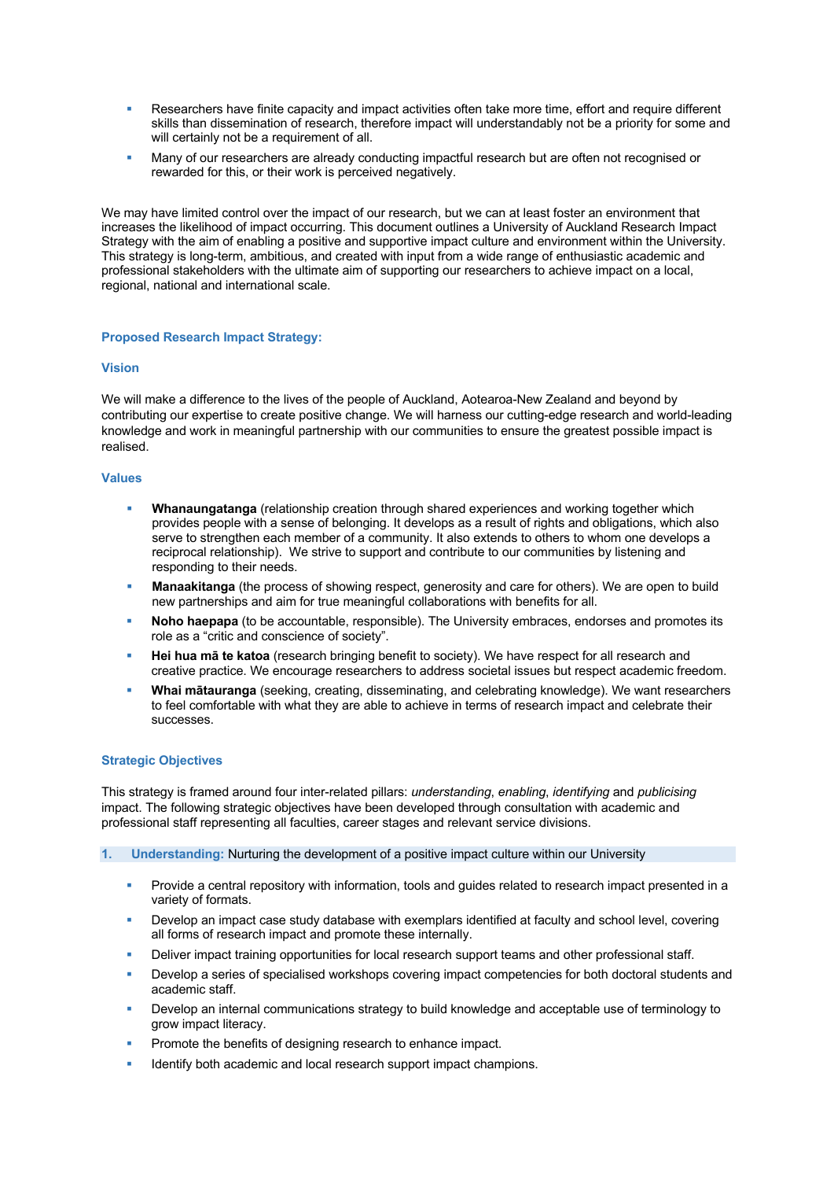- Researchers have finite capacity and impact activities often take more time, effort and require different skills than dissemination of research, therefore impact will understandably not be a priority for some and will certainly not be a requirement of all.
- Many of our researchers are already conducting impactful research but are often not recognised or rewarded for this, or their work is perceived negatively.

We may have limited control over the impact of our research, but we can at least foster an environment that increases the likelihood of impact occurring. This document outlines a University of Auckland Research Impact Strategy with the aim of enabling a positive and supportive impact culture and environment within the University. This strategy is long-term, ambitious, and created with input from a wide range of enthusiastic academic and professional stakeholders with the ultimate aim of supporting our researchers to achieve impact on a local, regional, national and international scale.

## Proposed Research Impact Strategy:

### Vision

We will make a difference to the lives of the people of Auckland, Aotearoa-New Zealand and beyond by contributing our expertise to create positive change. We will harness our cutting-edge research and world-leading knowledge and work in meaningful partnership with our communities to ensure the greatest possible impact is realised.

### Values

- **Whanaungatanga** (relationship creation through shared experiences and working together which provides people with a sense of belonging. It develops as a result of rights and obligations, which also serve to strengthen each member of a community. It also extends to others to whom one develops a reciprocal relationship). We strive to support and contribute to our communities by listening and responding to their needs.
- **Manaakitanga** (the process of showing respect, generosity and care for others). We are open to build new partnerships and aim for true meaningful collaborations with benefits for all.
- **Noho haepapa** (to be accountable, responsible). The University embraces, endorses and promotes its role as a “critic and conscience of society”.
- **Hei hua mā te katoa** (research bringing benefit to society). We have respect for all research and creative practice. We encourage researchers to address societal issues but respect academic freedom.
- **Whai mātauranga** (seeking, creating, disseminating, and celebrating knowledge). We want researchers to feel comfortable with what they are able to achieve in terms of research impact and celebrate their successes.

### Strategic Objectives

This strategy is framed around four inter-related pillars: *understanding*, *enabling*, *identifying* and *publicising* impact. The following strategic objectives have been developed through consultation with academic and professional staff representing all faculties, career stages and relevant service divisions.

#### 1. Understanding: Nurturing the development of a positive impact culture within our University

- Provide a central repository with information, tools and guides related to research impact presented in a variety of formats.
- Develop an impact case study database with exemplars identified at faculty and school level, covering all forms of research impact and promote these internally.
- Deliver impact training opportunities for local research support teams and other professional staff.
- Develop a series of specialised workshops covering impact competencies for both doctoral students and academic staff.
- Develop an internal communications strategy to build knowledge and acceptable use of terminology to grow impact literacy.
- Promote the benefits of designing research to enhance impact.
- Identify both academic and local research support impact champions.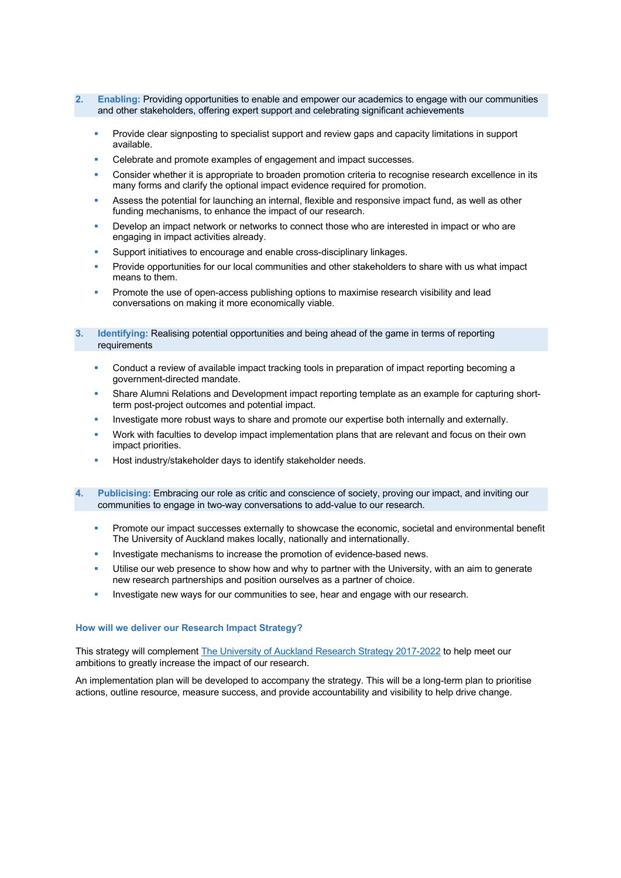**2. Enabling:** Providing opportunities to enable and empower our academics to engage with our communities and other stakeholders, offering expert support and celebrating significant achievements

- Provide clear signposting to specialist support and review gaps and capacity limitations in support available.
- Celebrate and promote examples of engagement and impact successes.
- Consider whether it is appropriate to broaden promotion criteria to recognise research excellence in its many forms and clarify the optional impact evidence required for promotion.
- Assess the potential for launching an internal, flexible and responsive impact fund, as well as other funding mechanisms, to enhance the impact of our research.
- Develop an impact network or networks to connect those who are interested in impact or who are engaging in impact activities already.
- Support initiatives to encourage and enable cross-disciplinary linkages.
- Provide opportunities for our local communities and other stakeholders to share with us what impact means to them.
- Promote the use of open-access publishing options to maximise research visibility and lead conversations on making it more economically viable.

**3. Identifying:** Realising potential opportunities and being ahead of the game in terms of reporting requirements

- Conduct a review of available impact tracking tools in preparation of impact reporting becoming a government-directed mandate.
- Share Alumni Relations and Development impact reporting template as an example for capturing short-term post-project outcomes and potential impact.
- Investigate more robust ways to share and promote our expertise both internally and externally.
- Work with faculties to develop impact implementation plans that are relevant and focus on their own impact priorities.
- Host industry/stakeholder days to identify stakeholder needs.

**4. Publicising:** Embracing our role as critic and conscience of society, proving our impact, and inviting our communities to engage in two-way conversations to add-value to our research.

- Promote our impact successes externally to showcase the economic, societal and environmental benefit The University of Auckland makes locally, nationally and internationally.
- Investigate mechanisms to increase the promotion of evidence-based news.
- Utilise our web presence to show how and why to partner with the University, with an aim to generate new research partnerships and position ourselves as a partner of choice.
- Investigate new ways for our communities to see, hear and engage with our research.

## How will we deliver our Research Impact Strategy?

This strategy will complement The University of Auckland Research Strategy 2017-2022 to help meet our ambitions to greatly increase the impact of our research.

An implementation plan will be developed to accompany the strategy. This will be a long-term plan to prioritise actions, outline resource, measure success, and provide accountability and visibility to help drive change.